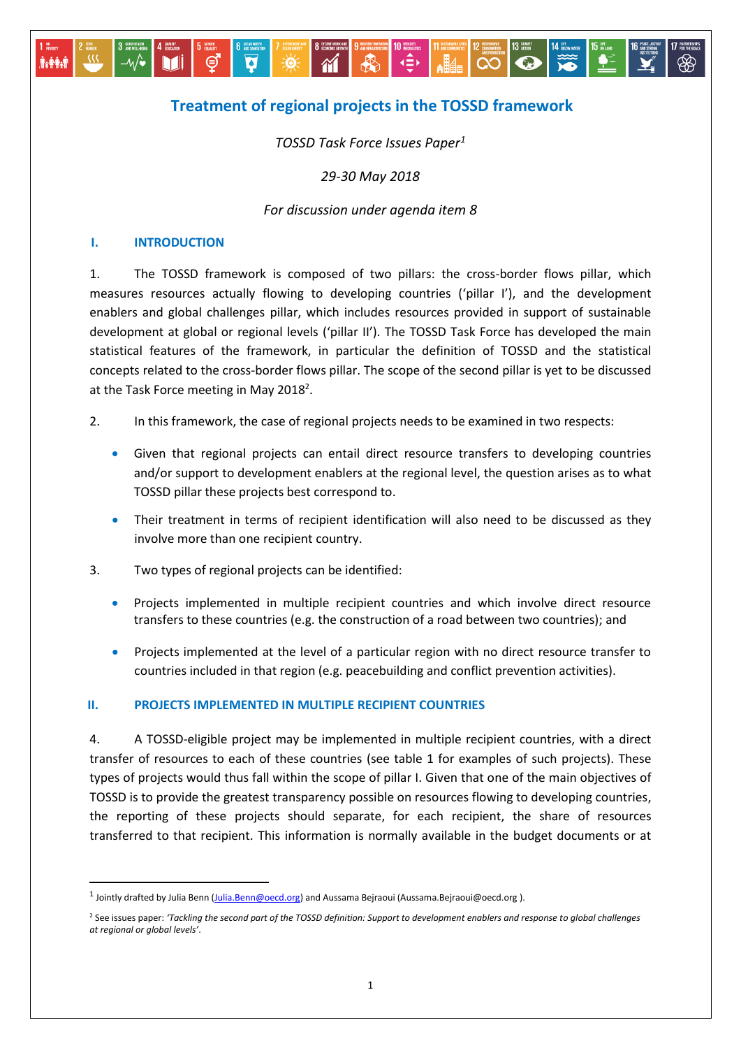# Treatment of regional projects in the TOSSD framework

*TOSSD Task Force Issues Paper[1]*

*29-30 May 2018*

*For discussion under agenda item 8*

## I. INTRODUCTION

1. The TOSSD framework is composed of two pillars: the cross-border flows pillar, which measures resources actually flowing to developing countries ('pillar I'), and the development enablers and global challenges pillar, which includes resources provided in support of sustainable development at global or regional levels ('pillar II'). The TOSSD Task Force has developed the main statistical features of the framework, in particular the definition of TOSSD and the statistical concepts related to the cross-border flows pillar. The scope of the second pillar is yet to be discussed at the Task Force meeting in May 2018[2].

2. In this framework, the case of regional projects needs to be examined in two respects:

- Given that regional projects can entail direct resource transfers to developing countries and/or support to development enablers at the regional level, the question arises as to what TOSSD pillar these projects best correspond to.
- Their treatment in terms of recipient identification will also need to be discussed as they involve more than one recipient country.

3. Two types of regional projects can be identified:

- Projects implemented in multiple recipient countries and which involve direct resource transfers to these countries (e.g. the construction of a road between two countries); and
- Projects implemented at the level of a particular region with no direct resource transfer to countries included in that region (e.g. peacebuilding and conflict prevention activities).

## II. PROJECTS IMPLEMENTED IN MULTIPLE RECIPIENT COUNTRIES

4. A TOSSD-eligible project may be implemented in multiple recipient countries, with a direct transfer of resources to each of these countries (see table 1 for examples of such projects). These types of projects would thus fall within the scope of pillar I. Given that one of the main objectives of TOSSD is to provide the greatest transparency possible on resources flowing to developing countries, the reporting of these projects should separate, for each recipient, the share of resources transferred to that recipient. This information is normally available in the budget documents or at

[1] Jointly drafted by Julia Benn (Julia.Benn@oecd.org) and Aussama Bejraoui (Aussama.Bejraoui@oecd.org ).

[2] See issues paper: *'Tackling the second part of the TOSSD definition: Support to development enablers and response to global challenges at regional or global levels'*.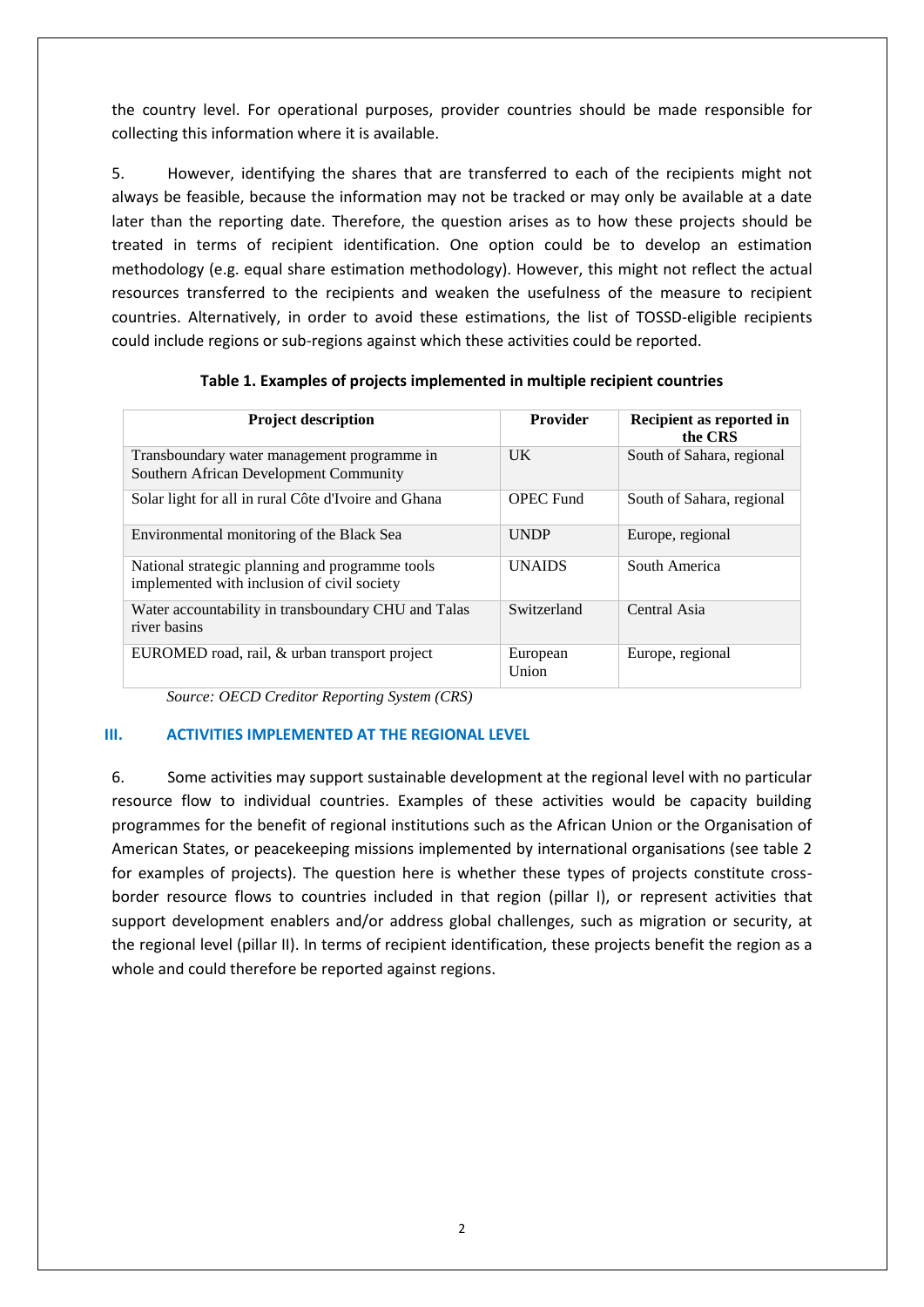the country level. For operational purposes, provider countries should be made responsible for collecting this information where it is available.

5. However, identifying the shares that are transferred to each of the recipients might not always be feasible, because the information may not be tracked or may only be available at a date later than the reporting date. Therefore, the question arises as to how these projects should be treated in terms of recipient identification. One option could be to develop an estimation methodology (e.g. equal share estimation methodology). However, this might not reflect the actual resources transferred to the recipients and weaken the usefulness of the measure to recipient countries. Alternatively, in order to avoid these estimations, the list of TOSSD-eligible recipients could include regions or sub-regions against which these activities could be reported.

**Table 1. Examples of projects implemented in multiple recipient countries**

| Project description | Provider | Recipient as reported in the CRS |
|---|---|---|
| Transboundary water management programme in Southern African Development Community | UK | South of Sahara, regional |
| Solar light for all in rural Côte d'Ivoire and Ghana | OPEC Fund | South of Sahara, regional |
| Environmental monitoring of the Black Sea | UNDP | Europe, regional |
| National strategic planning and programme tools implemented with inclusion of civil society | UNAIDS | South America |
| Water accountability in transboundary CHU and Talas river basins | Switzerland | Central Asia |
| EUROMED road, rail, & urban transport project | European Union | Europe, regional |

*Source: OECD Creditor Reporting System (CRS)*

## III. ACTIVITIES IMPLEMENTED AT THE REGIONAL LEVEL

6. Some activities may support sustainable development at the regional level with no particular resource flow to individual countries. Examples of these activities would be capacity building programmes for the benefit of regional institutions such as the African Union or the Organisation of American States, or peacekeeping missions implemented by international organisations (see table 2 for examples of projects). The question here is whether these types of projects constitute cross-border resource flows to countries included in that region (pillar I), or represent activities that support development enablers and/or address global challenges, such as migration or security, at the regional level (pillar II). In terms of recipient identification, these projects benefit the region as a whole and could therefore be reported against regions.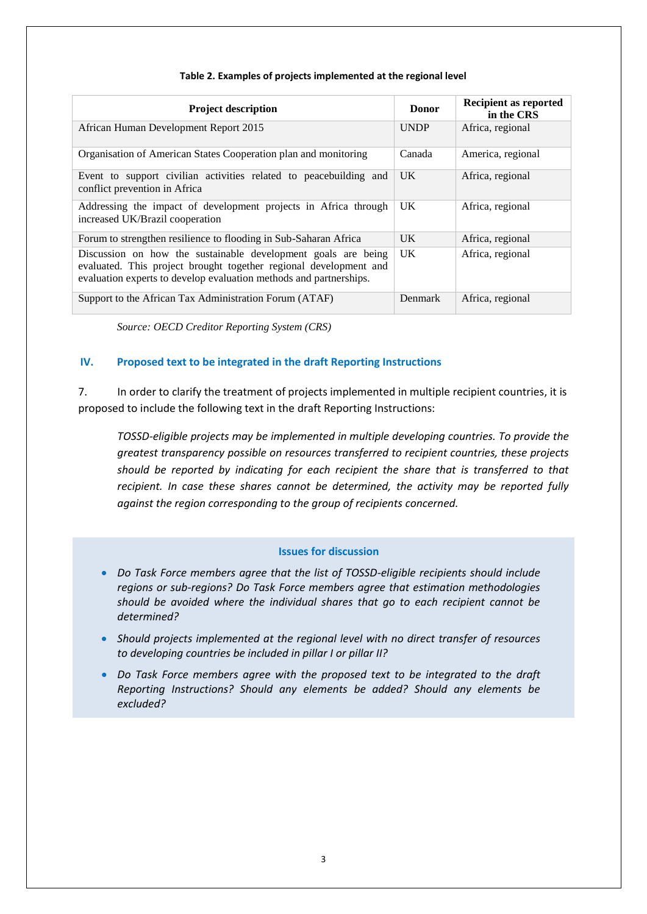**Table 2. Examples of projects implemented at the regional level**

| Project description | Donor | Recipient as reported in the CRS |
| --- | --- | --- |
| African Human Development Report 2015 | UNDP | Africa, regional |
| Organisation of American States Cooperation plan and monitoring | Canada | America, regional |
| Event to support civilian activities related to peacebuilding and conflict prevention in Africa | UK | Africa, regional |
| Addressing the impact of development projects in Africa through increased UK/Brazil cooperation | UK | Africa, regional |
| Forum to strengthen resilience to flooding in Sub-Saharan Africa | UK | Africa, regional |
| Discussion on how the sustainable development goals are being evaluated. This project brought together regional development and evaluation experts to develop evaluation methods and partnerships. | UK | Africa, regional |
| Support to the African Tax Administration Forum (ATAF) | Denmark | Africa, regional |

*Source: OECD Creditor Reporting System (CRS)*

## IV. Proposed text to be integrated in the draft Reporting Instructions

7. In order to clarify the treatment of projects implemented in multiple recipient countries, it is proposed to include the following text in the draft Reporting Instructions:

> *TOSSD-eligible projects may be implemented in multiple developing countries. To provide the greatest transparency possible on resources transferred to recipient countries, these projects should be reported by indicating for each recipient the share that is transferred to that recipient. In case these shares cannot be determined, the activity may be reported fully against the region corresponding to the group of recipients concerned.*

**Issues for discussion**

- *Do Task Force members agree that the list of TOSSD-eligible recipients should include regions or sub-regions? Do Task Force members agree that estimation methodologies should be avoided where the individual shares that go to each recipient cannot be determined?*
- *Should projects implemented at the regional level with no direct transfer of resources to developing countries be included in pillar I or pillar II?*
- *Do Task Force members agree with the proposed text to be integrated to the draft Reporting Instructions? Should any elements be added? Should any elements be excluded?*